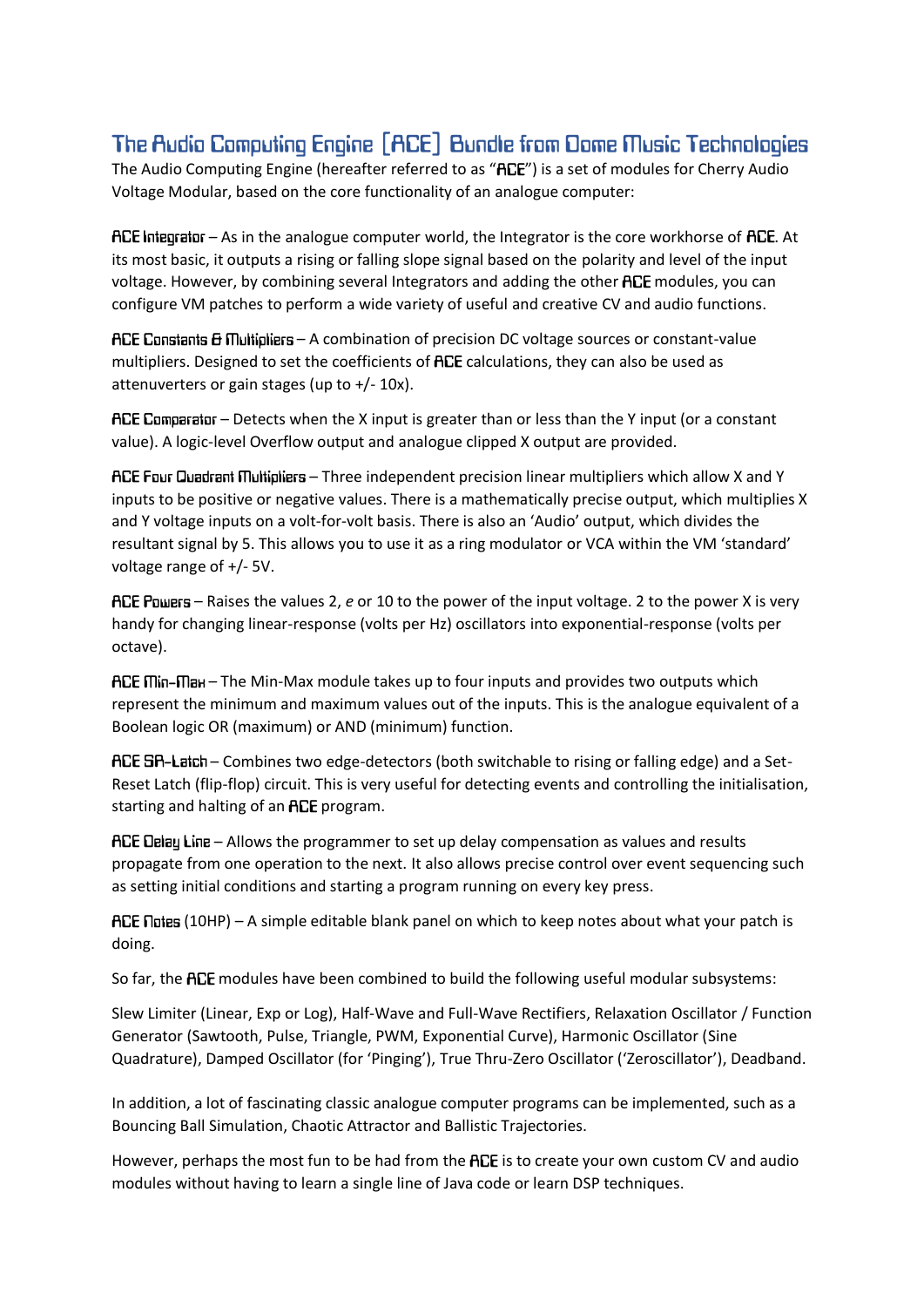# The Audio Computing Engine [ACE] Bundle from Dome Music Technologies

The Audio Computing Engine (hereafter referred to as "**ACE**") is a set of modules for Cherry Audio Voltage Modular, based on the core functionality of an analogue computer:

**ACE Integrator** – As in the analogue computer world, the Integrator is the core workhorse of **ACE**. At its most basic, it outputs a rising or falling slope signal based on the polarity and level of the input voltage. However, by combining several Integrators and adding the other **ACE** modules, you can configure VM patches to perform a wide variety of useful and creative CV and audio functions.

**ACE Constants & Multipliers** – A combination of precision DC voltage sources or constant-value multipliers. Designed to set the coefficients of **ACE** calculations, they can also be used as attenuverters or gain stages (up to +/- 10x).

**ACE Comparator** – Detects when the X input is greater than or less than the Y input (or a constant value). A logic-level Overflow output and analogue clipped X output are provided.

**ACE Four Quadrant Multipliers** – Three independent precision linear multipliers which allow X and Y inputs to be positive or negative values. There is a mathematically precise output, which multiplies X and Y voltage inputs on a volt-for-volt basis. There is also an 'Audio' output, which divides the resultant signal by 5. This allows you to use it as a ring modulator or VCA within the VM 'standard' voltage range of +/- 5V.

**ACE Powers** – Raises the values 2, *e* or 10 to the power of the input voltage. 2 to the power X is very handy for changing linear-response (volts per Hz) oscillators into exponential-response (volts per octave).

**ACE Min-Max** – The Min-Max module takes up to four inputs and provides two outputs which represent the minimum and maximum values out of the inputs. This is the analogue equivalent of a Boolean logic OR (maximum) or AND (minimum) function.

**ACE SR-Latch** – Combines two edge-detectors (both switchable to rising or falling edge) and a Set-Reset Latch (flip-flop) circuit. This is very useful for detecting events and controlling the initialisation, starting and halting of an **ACE** program.

**ACE Delay Line** – Allows the programmer to set up delay compensation as values and results propagate from one operation to the next. It also allows precise control over event sequencing such as setting initial conditions and starting a program running on every key press.

**ACE Notes** (10HP) – A simple editable blank panel on which to keep notes about what your patch is doing.

So far, the **ACE** modules have been combined to build the following useful modular subsystems:

Slew Limiter (Linear, Exp or Log), Half-Wave and Full-Wave Rectifiers, Relaxation Oscillator / Function Generator (Sawtooth, Pulse, Triangle, PWM, Exponential Curve), Harmonic Oscillator (Sine Quadrature), Damped Oscillator (for 'Pinging'), True Thru-Zero Oscillator ('Zeroscillator'), Deadband.

In addition, a lot of fascinating classic analogue computer programs can be implemented, such as a Bouncing Ball Simulation, Chaotic Attractor and Ballistic Trajectories.

However, perhaps the most fun to be had from the **ACE** is to create your own custom CV and audio modules without having to learn a single line of Java code or learn DSP techniques.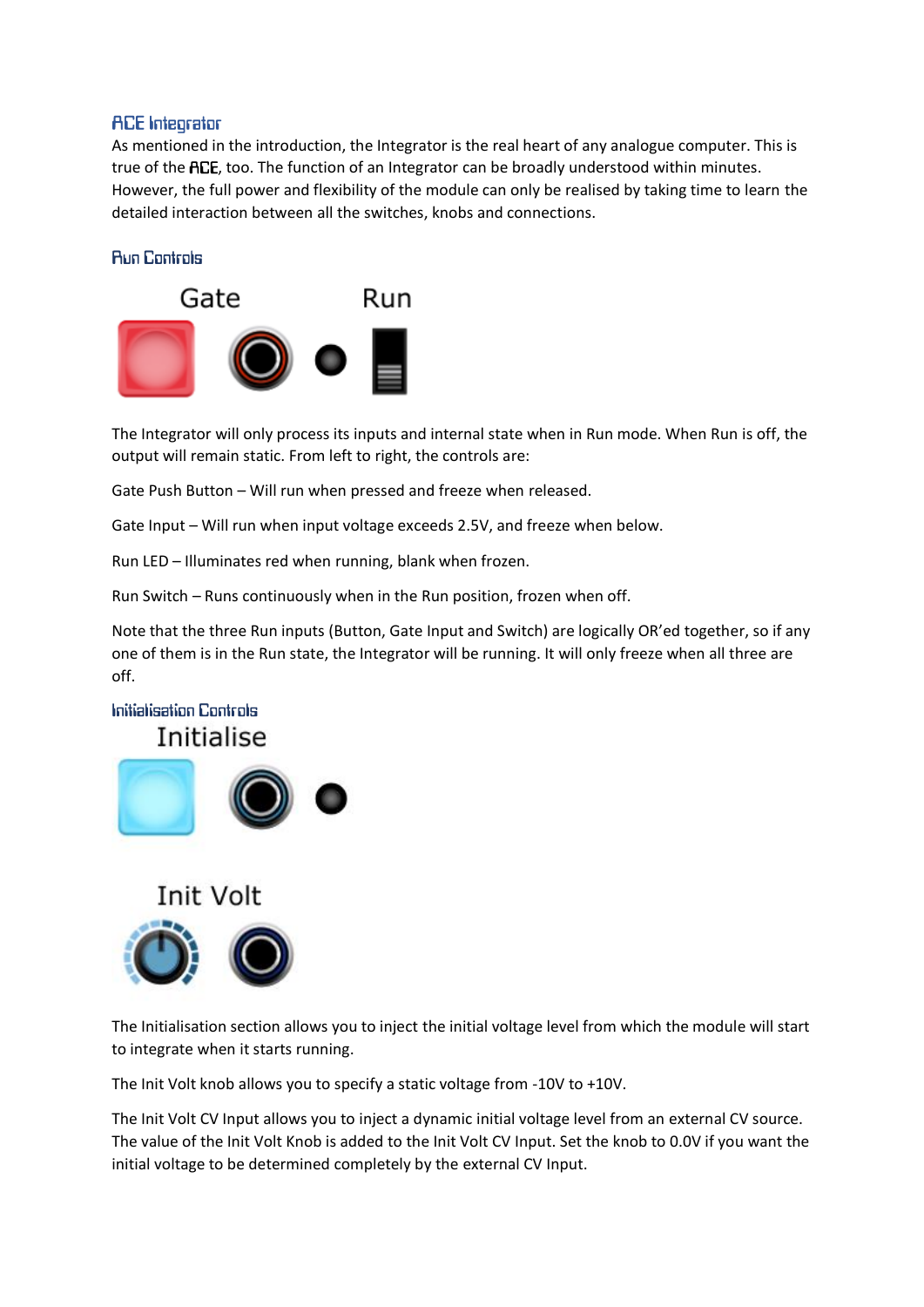## ACE Integrator

As mentioned in the introduction, the Integrator is the real heart of any analogue computer. This is true of the **ACE**, too. The function of an Integrator can be broadly understood within minutes. However, the full power and flexibility of the module can only be realised by taking time to learn the detailed interaction between all the switches, knobs and connections.

### Run Controls

Gate Run

The Integrator will only process its inputs and internal state when in Run mode. When Run is off, the output will remain static. From left to right, the controls are:

Gate Push Button – Will run when pressed and freeze when released.

Gate Input – Will run when input voltage exceeds 2.5V, and freeze when below.

Run LED – Illuminates red when running, blank when frozen.

Run Switch – Runs continuously when in the Run position, frozen when off.

Note that the three Run inputs (Button, Gate Input and Switch) are logically OR'ed together, so if any one of them is in the Run state, the Integrator will be running. It will only freeze when all three are off.

### Initialisation Controls

Initialise

Init Volt

The Initialisation section allows you to inject the initial voltage level from which the module will start to integrate when it starts running.

The Init Volt knob allows you to specify a static voltage from -10V to +10V.

The Init Volt CV Input allows you to inject a dynamic initial voltage level from an external CV source. The value of the Init Volt Knob is added to the Init Volt CV Input. Set the knob to 0.0V if you want the initial voltage to be determined completely by the external CV Input.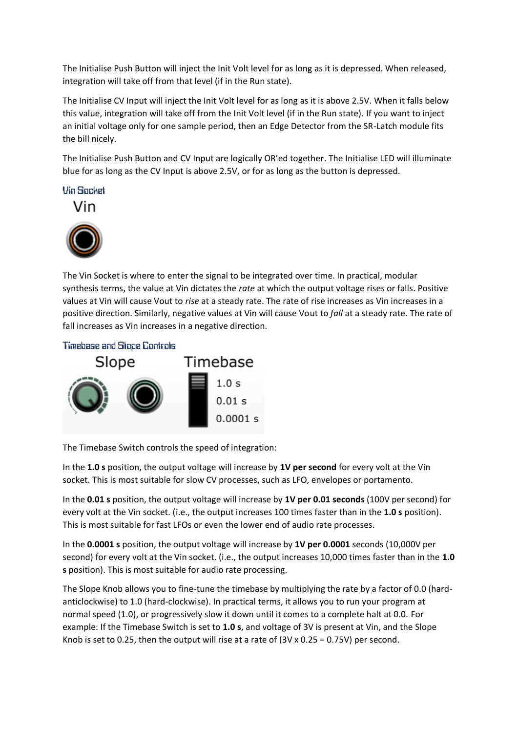The Initialise Push Button will inject the Init Volt level for as long as it is depressed. When released, integration will take off from that level (if in the Run state).

The Initialise CV Input will inject the Init Volt level for as long as it is above 2.5V. When it falls below this value, integration will take off from the Init Volt level (if in the Run state). If you want to inject an initial voltage only for one sample period, then an Edge Detector from the SR-Latch module fits the bill nicely.

The Initialise Push Button and CV Input are logically OR'ed together. The Initialise LED will illuminate blue for as long as the CV Input is above 2.5V, or for as long as the button is depressed.

### Vin Socket

Vin

The Vin Socket is where to enter the signal to be integrated over time. In practical, modular synthesis terms, the value at Vin dictates the *rate* at which the output voltage rises or falls. Positive values at Vin will cause Vout to *rise* at a steady rate. The rate of rise increases as Vin increases in a positive direction. Similarly, negative values at Vin will cause Vout to *fall* at a steady rate. The rate of fall increases as Vin increases in a negative direction.

### Timebase and Slope Controls

Slope    Timebase

1.0 s
0.01 s
0.0001 s

The Timebase Switch controls the speed of integration:

In the **1.0 s** position, the output voltage will increase by **1V per second** for every volt at the Vin socket. This is most suitable for slow CV processes, such as LFO, envelopes or portamento.

In the **0.01 s** position, the output voltage will increase by **1V per 0.01 seconds** (100V per second) for every volt at the Vin socket. (i.e., the output increases 100 times faster than in the **1.0 s** position). This is most suitable for fast LFOs or even the lower end of audio rate processes.

In the **0.0001 s** position, the output voltage will increase by **1V per 0.0001** seconds (10,000V per second) for every volt at the Vin socket. (i.e., the output increases 10,000 times faster than in the **1.0 s** position). This is most suitable for audio rate processing.

The Slope Knob allows you to fine-tune the timebase by multiplying the rate by a factor of 0.0 (hard-anticlockwise) to 1.0 (hard-clockwise). In practical terms, it allows you to run your program at normal speed (1.0), or progressively slow it down until it comes to a complete halt at 0.0. For example: If the Timebase Switch is set to **1.0 s**, and voltage of 3V is present at Vin, and the Slope Knob is set to 0.25, then the output will rise at a rate of (3V x 0.25 = 0.75V) per second.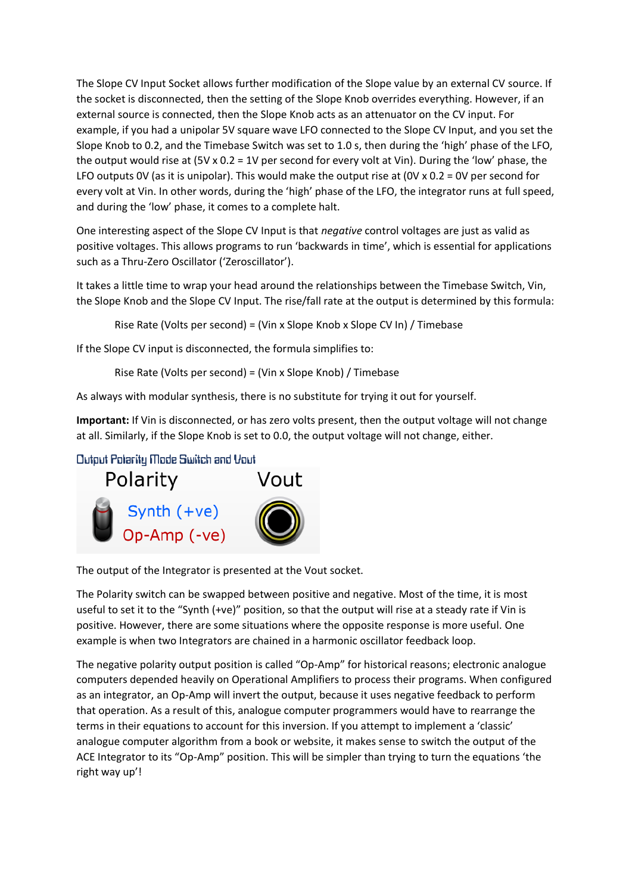The Slope CV Input Socket allows further modification of the Slope value by an external CV source. If the socket is disconnected, then the setting of the Slope Knob overrides everything. However, if an external source is connected, then the Slope Knob acts as an attenuator on the CV input. For example, if you had a unipolar 5V square wave LFO connected to the Slope CV Input, and you set the Slope Knob to 0.2, and the Timebase Switch was set to 1.0 s, then during the 'high' phase of the LFO, the output would rise at (5V x 0.2 = 1V per second for every volt at Vin). During the 'low' phase, the LFO outputs 0V (as it is unipolar). This would make the output rise at (0V x 0.2 = 0V per second for every volt at Vin. In other words, during the 'high' phase of the LFO, the integrator runs at full speed, and during the 'low' phase, it comes to a complete halt.

One interesting aspect of the Slope CV Input is that *negative* control voltages are just as valid as positive voltages. This allows programs to run 'backwards in time', which is essential for applications such as a Thru-Zero Oscillator ('Zeroscillator').

It takes a little time to wrap your head around the relationships between the Timebase Switch, Vin, the Slope Knob and the Slope CV Input. The rise/fall rate at the output is determined by this formula:

Rise Rate (Volts per second) = (Vin x Slope Knob x Slope CV In) / Timebase

If the Slope CV input is disconnected, the formula simplifies to:

Rise Rate (Volts per second) = (Vin x Slope Knob) / Timebase

As always with modular synthesis, there is no substitute for trying it out for yourself.

**Important:** If Vin is disconnected, or has zero volts present, then the output voltage will not change at all. Similarly, if the Slope Knob is set to 0.0, the output voltage will not change, either.

## Output Polarity Mode Switch and Vout

Polarity

Synth (+ve)

Op-Amp (-ve)

Vout

The output of the Integrator is presented at the Vout socket.

The Polarity switch can be swapped between positive and negative. Most of the time, it is most useful to set it to the "Synth (+ve)" position, so that the output will rise at a steady rate if Vin is positive. However, there are some situations where the opposite response is more useful. One example is when two Integrators are chained in a harmonic oscillator feedback loop.

The negative polarity output position is called "Op-Amp" for historical reasons; electronic analogue computers depended heavily on Operational Amplifiers to process their programs. When configured as an integrator, an Op-Amp will invert the output, because it uses negative feedback to perform that operation. As a result of this, analogue computer programmers would have to rearrange the terms in their equations to account for this inversion. If you attempt to implement a 'classic' analogue computer algorithm from a book or website, it makes sense to switch the output of the ACE Integrator to its "Op-Amp" position. This will be simpler than trying to turn the equations 'the right way up'!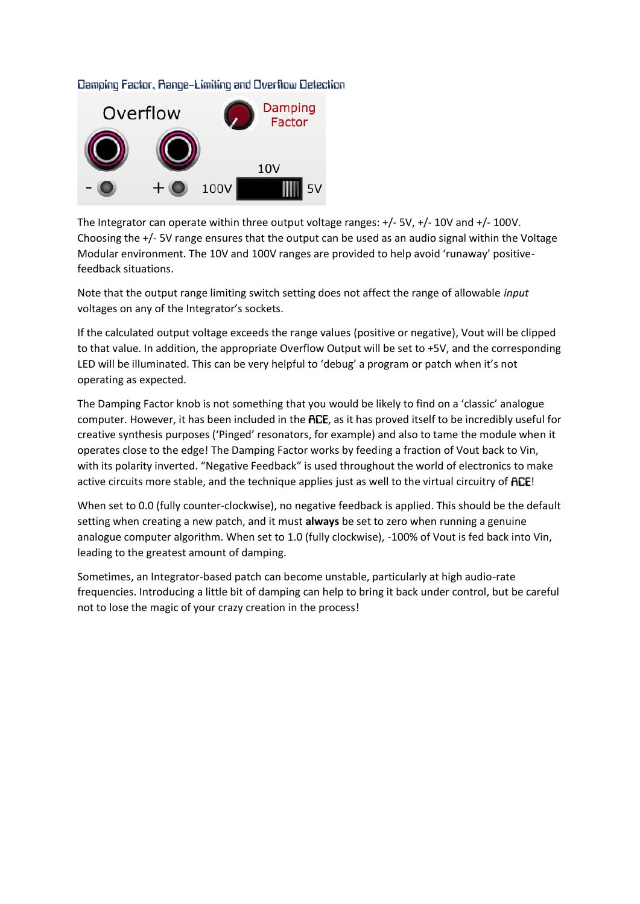## Damping Factor, Range-Limiting and Overflow Detection

The Integrator can operate within three output voltage ranges: +/- 5V, +/- 10V and +/- 100V. Choosing the +/- 5V range ensures that the output can be used as an audio signal within the Voltage Modular environment. The 10V and 100V ranges are provided to help avoid 'runaway' positive-feedback situations.

Note that the output range limiting switch setting does not affect the range of allowable *input* voltages on any of the Integrator's sockets.

If the calculated output voltage exceeds the range values (positive or negative), Vout will be clipped to that value. In addition, the appropriate Overflow Output will be set to +5V, and the corresponding LED will be illuminated. This can be very helpful to 'debug' a program or patch when it's not operating as expected.

The Damping Factor knob is not something that you would be likely to find on a 'classic' analogue computer. However, it has been included in the **ACE**, as it has proved itself to be incredibly useful for creative synthesis purposes ('Pinged' resonators, for example) and also to tame the module when it operates close to the edge! The Damping Factor works by feeding a fraction of Vout back to Vin, with its polarity inverted. "Negative Feedback" is used throughout the world of electronics to make active circuits more stable, and the technique applies just as well to the virtual circuitry of **ACE**!

When set to 0.0 (fully counter-clockwise), no negative feedback is applied. This should be the default setting when creating a new patch, and it must **always** be set to zero when running a genuine analogue computer algorithm. When set to 1.0 (fully clockwise), -100% of Vout is fed back into Vin, leading to the greatest amount of damping.

Sometimes, an Integrator-based patch can become unstable, particularly at high audio-rate frequencies. Introducing a little bit of damping can help to bring it back under control, but be careful not to lose the magic of your crazy creation in the process!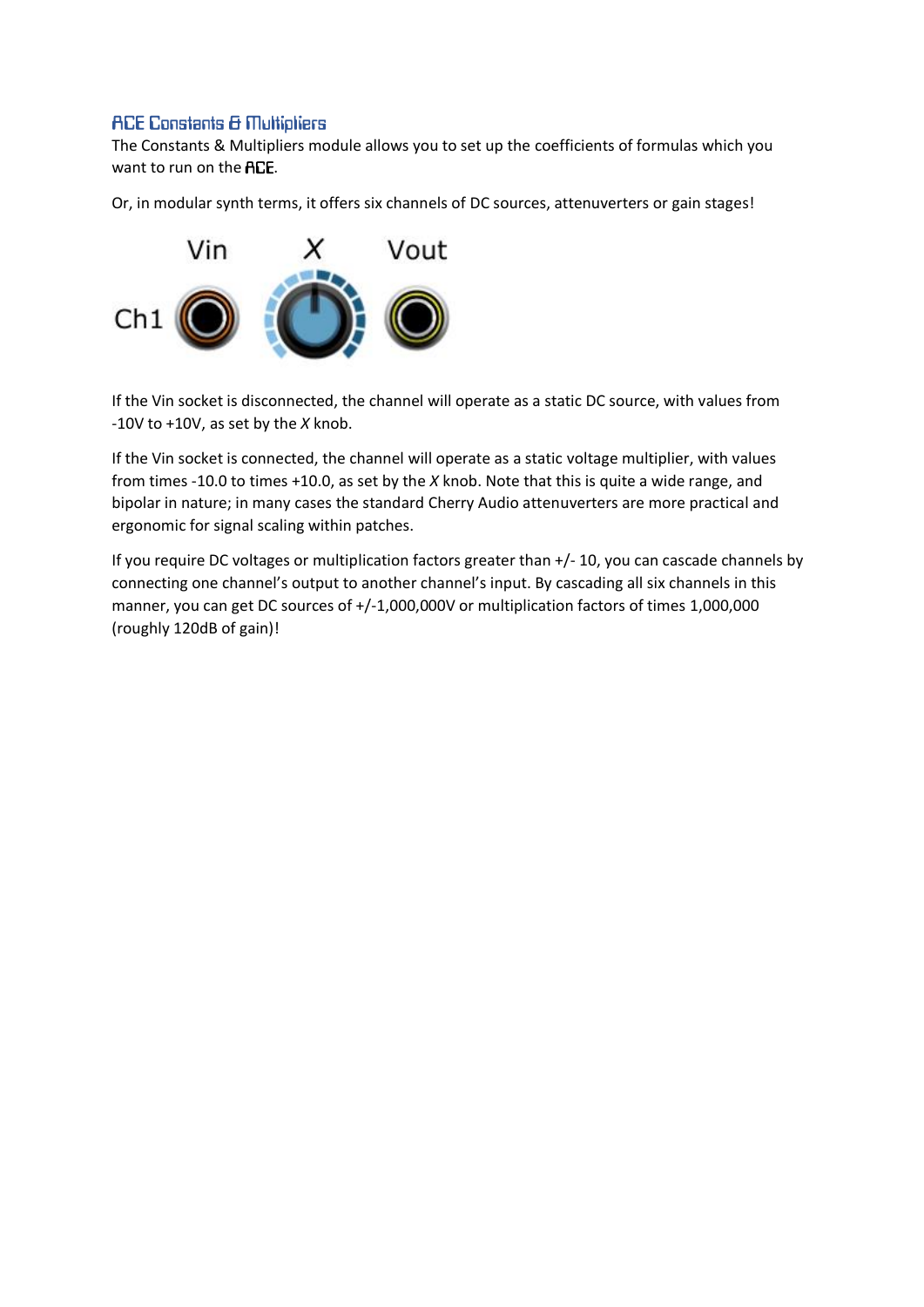## ACE Constants & Multipliers

The Constants & Multipliers module allows you to set up the coefficients of formulas which you want to run on the **ACE**.

Or, in modular synth terms, it offers six channels of DC sources, attenuverters or gain stages!

Vin X Vout

Ch1

If the Vin socket is disconnected, the channel will operate as a static DC source, with values from -10V to +10V, as set by the *X* knob.

If the Vin socket is connected, the channel will operate as a static voltage multiplier, with values from times -10.0 to times +10.0, as set by the *X* knob. Note that this is quite a wide range, and bipolar in nature; in many cases the standard Cherry Audio attenuverters are more practical and ergonomic for signal scaling within patches.

If you require DC voltages or multiplication factors greater than +/- 10, you can cascade channels by connecting one channel's output to another channel's input. By cascading all six channels in this manner, you can get DC sources of +/-1,000,000V or multiplication factors of times 1,000,000 (roughly 120dB of gain)!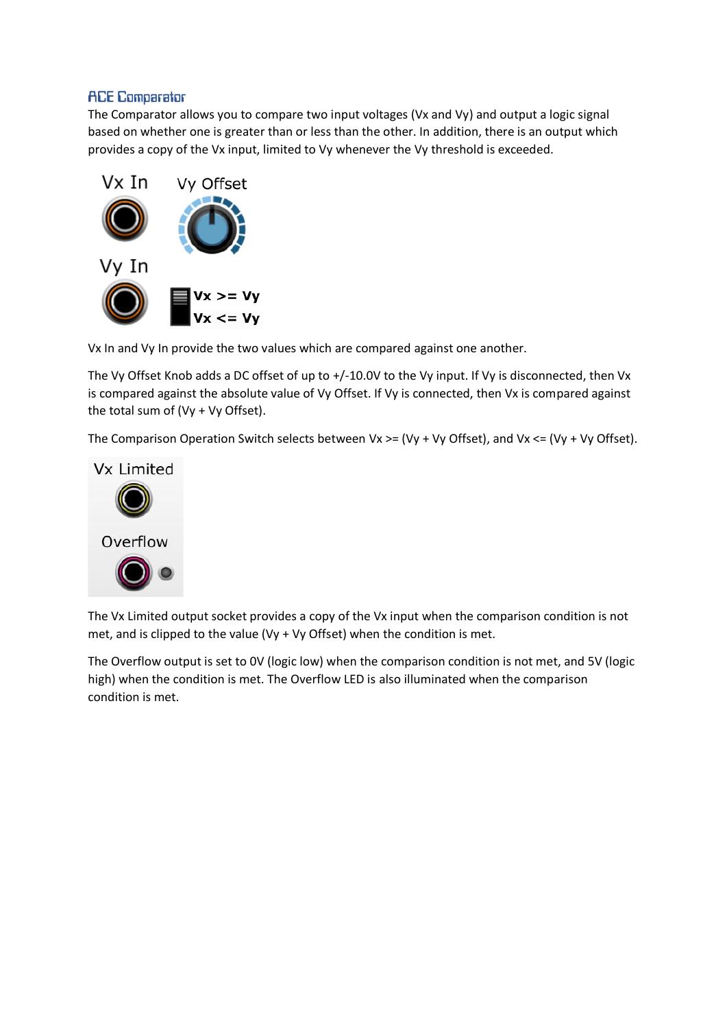## ACE Comparator

The Comparator allows you to compare two input voltages (Vx and Vy) and output a logic signal based on whether one is greater than or less than the other. In addition, there is an output which provides a copy of the Vx input, limited to Vy whenever the Vy threshold is exceeded.

Vx In and Vy In provide the two values which are compared against one another.

The Vy Offset Knob adds a DC offset of up to +/-10.0V to the Vy input. If Vy is disconnected, then Vx is compared against the absolute value of Vy Offset. If Vy is connected, then Vx is compared against the total sum of (Vy + Vy Offset).

The Comparison Operation Switch selects between Vx >= (Vy + Vy Offset), and Vx <= (Vy + Vy Offset).

The Vx Limited output socket provides a copy of the Vx input when the comparison condition is not met, and is clipped to the value (Vy + Vy Offset) when the condition is met.

The Overflow output is set to 0V (logic low) when the comparison condition is not met, and 5V (logic high) when the condition is met. The Overflow LED is also illuminated when the comparison condition is met.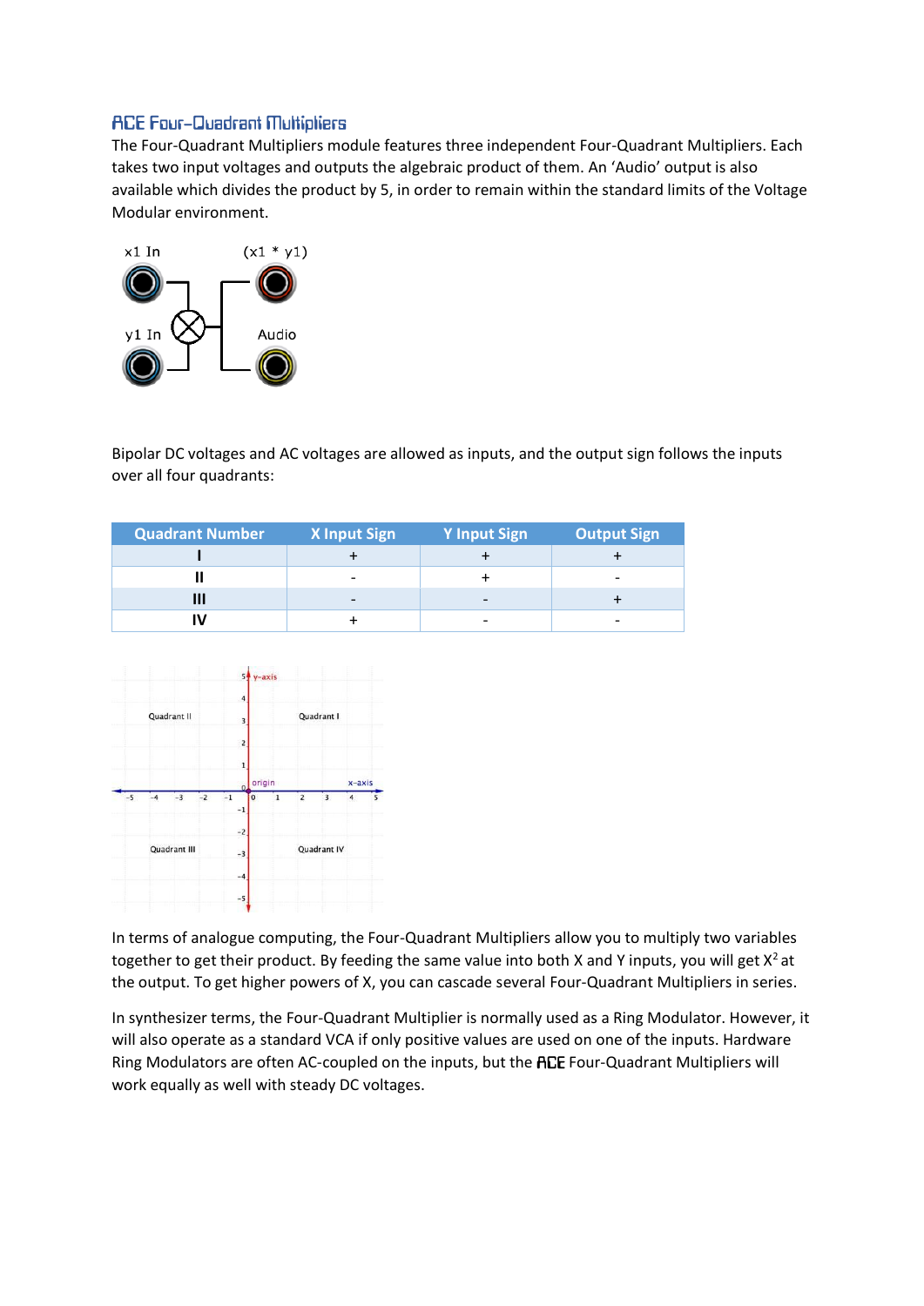## ACE Four-Quadrant Multipliers

The Four-Quadrant Multipliers module features three independent Four-Quadrant Multipliers. Each takes two input voltages and outputs the algebraic product of them. An 'Audio' output is also available which divides the product by 5, in order to remain within the standard limits of the Voltage Modular environment.

Bipolar DC voltages and AC voltages are allowed as inputs, and the output sign follows the inputs over all four quadrants:

| Quadrant Number | X Input Sign | Y Input Sign | Output Sign |
|---|---|---|---|
| I | + | + | + |
| II | - | + | - |
| III | - | - | + |
| IV | + | - | - |

In terms of analogue computing, the Four-Quadrant Multipliers allow you to multiply two variables together to get their product. By feeding the same value into both X and Y inputs, you will get $X^2$ at the output. To get higher powers of X, you can cascade several Four-Quadrant Multipliers in series.

In synthesizer terms, the Four-Quadrant Multiplier is normally used as a Ring Modulator. However, it will also operate as a standard VCA if only positive values are used on one of the inputs. Hardware Ring Modulators are often AC-coupled on the inputs, but the ACE Four-Quadrant Multipliers will work equally as well with steady DC voltages.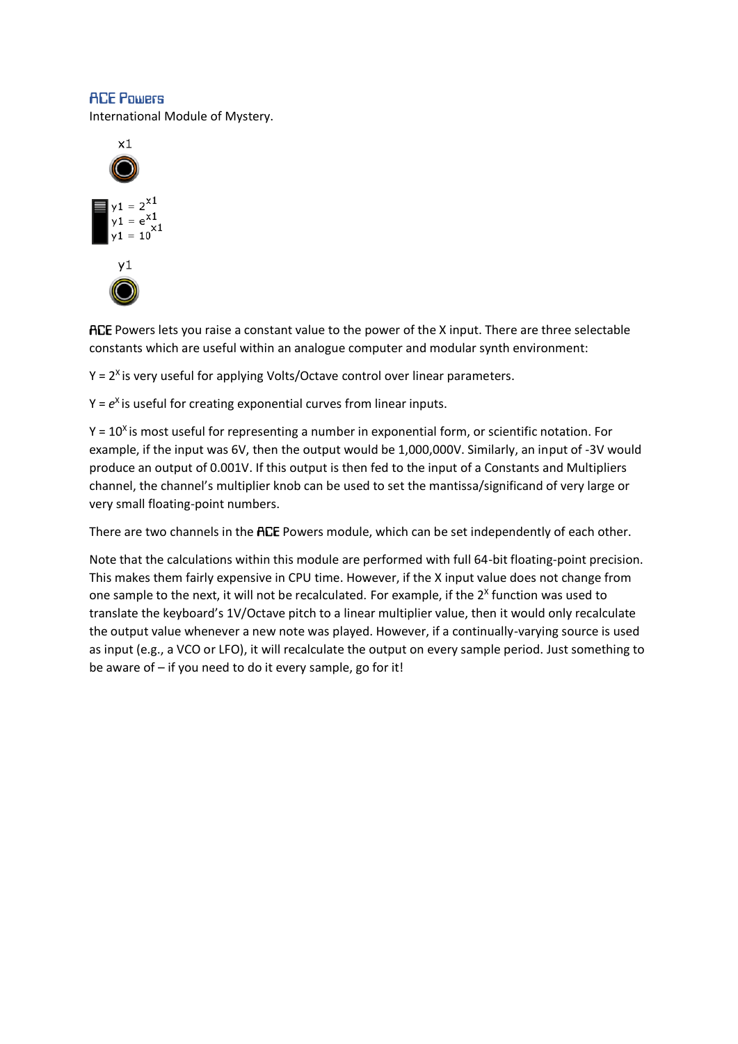## ACE Powers

International Module of Mystery.

x1

$y1 = 2^{x1}$
$y1 = e^{x1}$
$y1 = 10^{x1}$

y1

**ACE** Powers lets you raise a constant value to the power of the X input. There are three selectable constants which are useful within an analogue computer and modular synth environment:

Y = $2^X$ is very useful for applying Volts/Octave control over linear parameters.

Y = $e^X$ is useful for creating exponential curves from linear inputs.

Y = $10^X$ is most useful for representing a number in exponential form, or scientific notation. For example, if the input was 6V, then the output would be 1,000,000V. Similarly, an input of -3V would produce an output of 0.001V. If this output is then fed to the input of a Constants and Multipliers channel, the channel's multiplier knob can be used to set the mantissa/significand of very large or very small floating-point numbers.

There are two channels in the **ACE** Powers module, which can be set independently of each other.

Note that the calculations within this module are performed with full 64-bit floating-point precision. This makes them fairly expensive in CPU time. However, if the X input value does not change from one sample to the next, it will not be recalculated. For example, if the $2^X$ function was used to translate the keyboard's 1V/Octave pitch to a linear multiplier value, then it would only recalculate the output value whenever a new note was played. However, if a continually-varying source is used as input (e.g., a VCO or LFO), it will recalculate the output on every sample period. Just something to be aware of – if you need to do it every sample, go for it!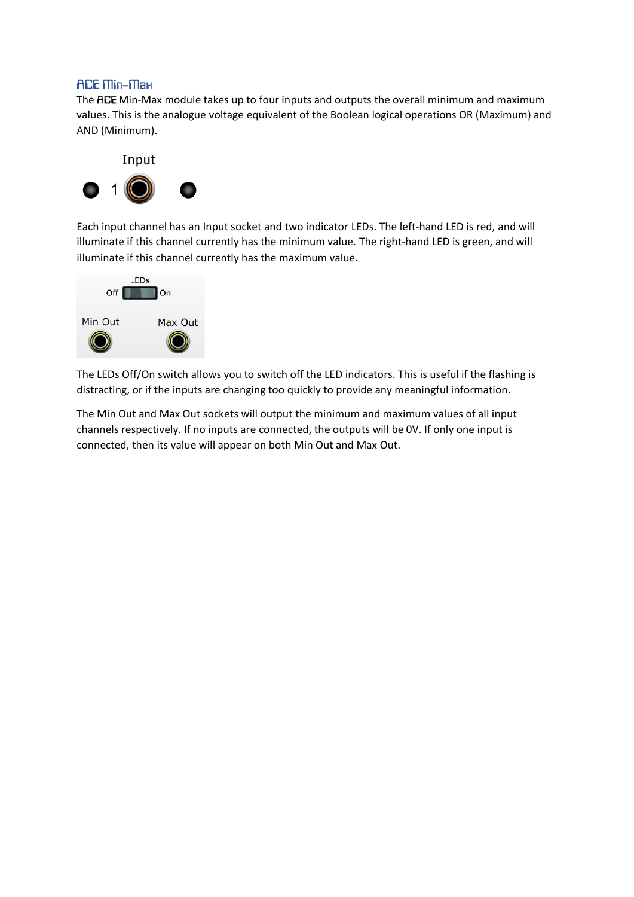## ACE Min-Max

The ACE Min-Max module takes up to four inputs and outputs the overall minimum and maximum values. This is the analogue voltage equivalent of the Boolean logical operations OR (Maximum) and AND (Minimum).

Each input channel has an Input socket and two indicator LEDs. The left-hand LED is red, and will illuminate if this channel currently has the minimum value. The right-hand LED is green, and will illuminate if this channel currently has the maximum value.

The LEDs Off/On switch allows you to switch off the LED indicators. This is useful if the flashing is distracting, or if the inputs are changing too quickly to provide any meaningful information.

The Min Out and Max Out sockets will output the minimum and maximum values of all input channels respectively. If no inputs are connected, the outputs will be 0V. If only one input is connected, then its value will appear on both Min Out and Max Out.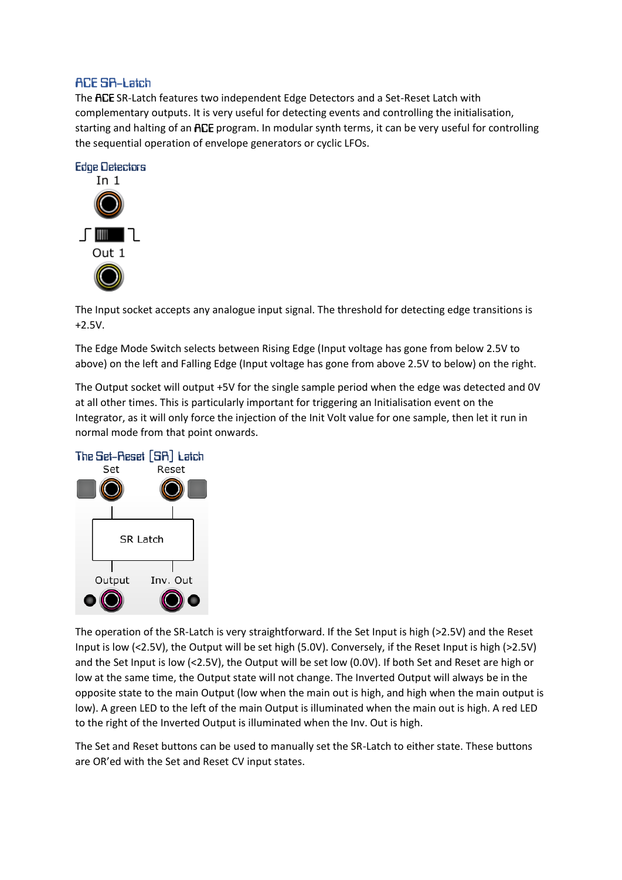## ACE SR-Latch

The **ACE** SR-Latch features two independent Edge Detectors and a Set-Reset Latch with complementary outputs. It is very useful for detecting events and controlling the initialisation, starting and halting of an **ACE** program. In modular synth terms, it can be very useful for controlling the sequential operation of envelope generators or cyclic LFOs.

### Edge Detectors

In 1

Out 1

The Input socket accepts any analogue input signal. The threshold for detecting edge transitions is +2.5V.

The Edge Mode Switch selects between Rising Edge (Input voltage has gone from below 2.5V to above) on the left and Falling Edge (Input voltage has gone from above 2.5V to below) on the right.

The Output socket will output +5V for the single sample period when the edge was detected and 0V at all other times. This is particularly important for triggering an Initialisation event on the Integrator, as it will only force the injection of the Init Volt value for one sample, then let it run in normal mode from that point onwards.

### The Set-Reset [SR] Latch

Set Reset

SR Latch

Output Inv. Out

The operation of the SR-Latch is very straightforward. If the Set Input is high (>2.5V) and the Reset Input is low (<2.5V), the Output will be set high (5.0V). Conversely, if the Reset Input is high (>2.5V) and the Set Input is low (<2.5V), the Output will be set low (0.0V). If both Set and Reset are high or low at the same time, the Output state will not change. The Inverted Output will always be in the opposite state to the main Output (low when the main out is high, and high when the main output is low). A green LED to the left of the main Output is illuminated when the main out is high. A red LED to the right of the Inverted Output is illuminated when the Inv. Out is high.

The Set and Reset buttons can be used to manually set the SR-Latch to either state. These buttons are OR'ed with the Set and Reset CV input states.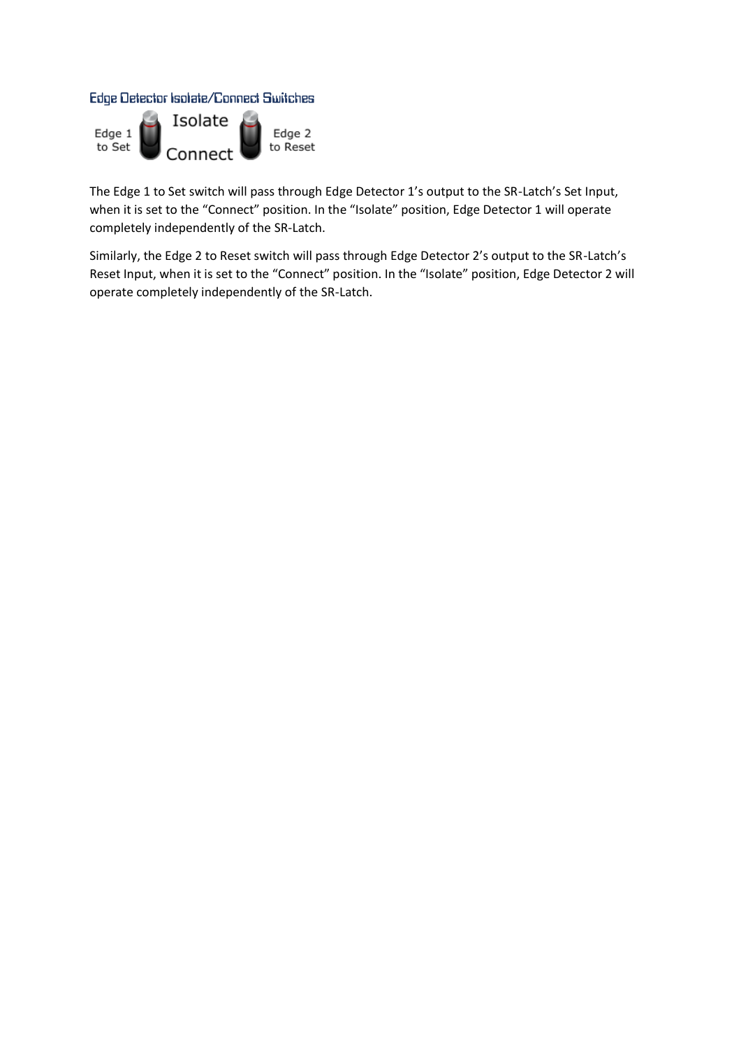### Edge Detector Isolate/Connect Switches

Edge 1 to Set | Isolate / Connect | Edge 2 to Reset

The Edge 1 to Set switch will pass through Edge Detector 1's output to the SR-Latch's Set Input, when it is set to the "Connect" position. In the "Isolate" position, Edge Detector 1 will operate completely independently of the SR-Latch.

Similarly, the Edge 2 to Reset switch will pass through Edge Detector 2's output to the SR-Latch's Reset Input, when it is set to the "Connect" position. In the "Isolate" position, Edge Detector 2 will operate completely independently of the SR-Latch.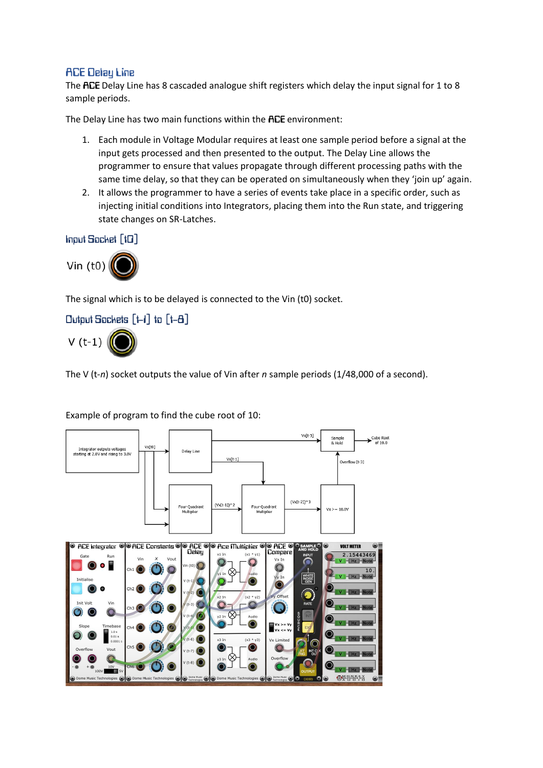## ACE Delay Line

The ACE Delay Line has 8 cascaded analogue shift registers which delay the input signal for 1 to 8 sample periods.

The Delay Line has two main functions within the ACE environment:

1. Each module in Voltage Modular requires at least one sample period before a signal at the input gets processed and then presented to the output. The Delay Line allows the programmer to ensure that values propagate through different processing paths with the same time delay, so that they can be operated on simultaneously when they 'join up' again.
2. It allows the programmer to have a series of events take place in a specific order, such as injecting initial conditions into Integrators, placing them into the Run state, and triggering state changes on SR-Latches.

### Input Socket [t0]

Vin (t0)

The signal which is to be delayed is connected to the Vin (t0) socket.

### Output Sockets [t-1] to [t-8]

V (t-1)

The V (t-*n*) socket outputs the value of Vin after *n* sample periods (1/48,000 of a second).

Example of program to find the cube root of 10: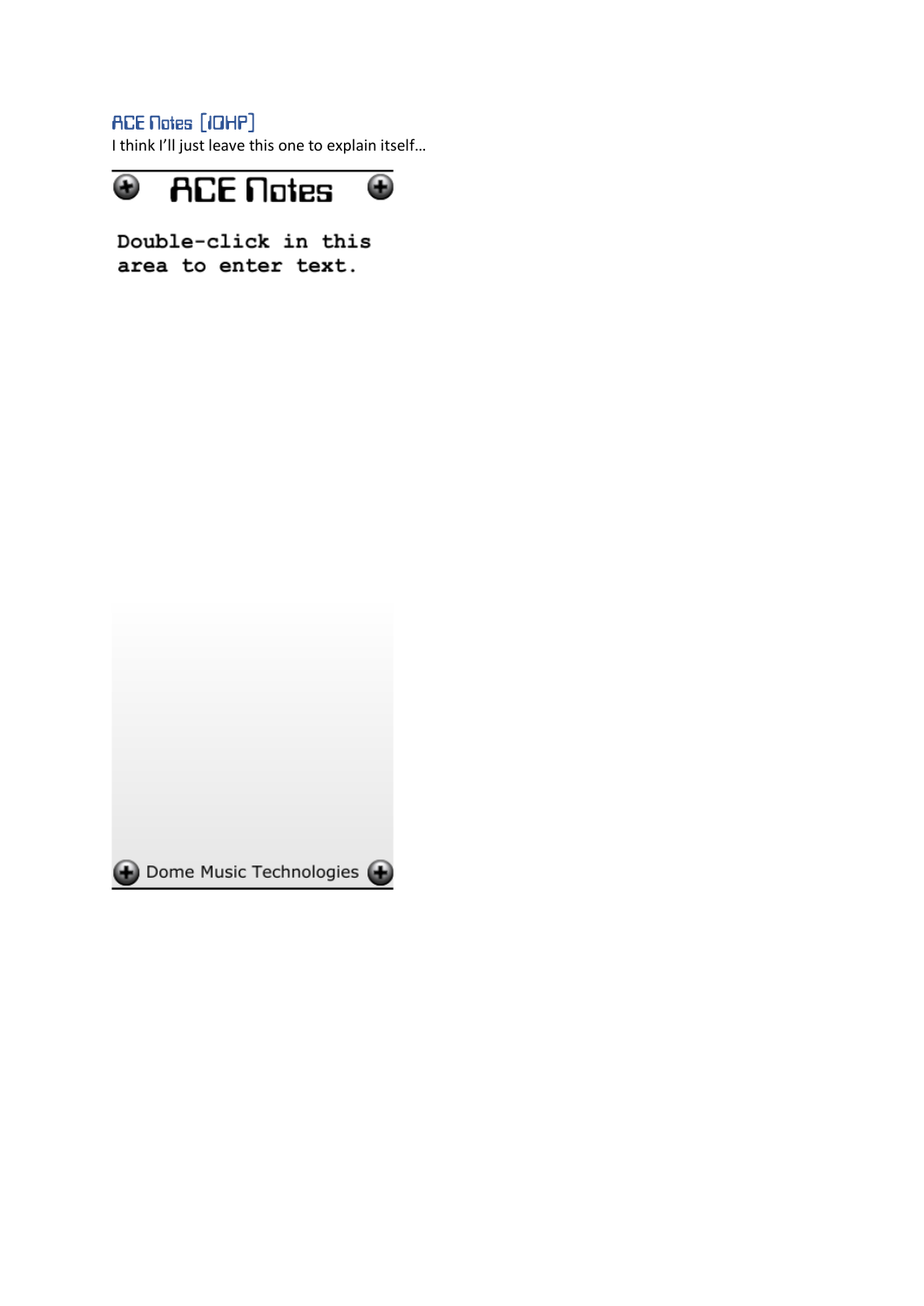## ACE Notes [10HP]

I think I'll just leave this one to explain itself…

ACE Notes

Double-click in this area to enter text.

Dome Music Technologies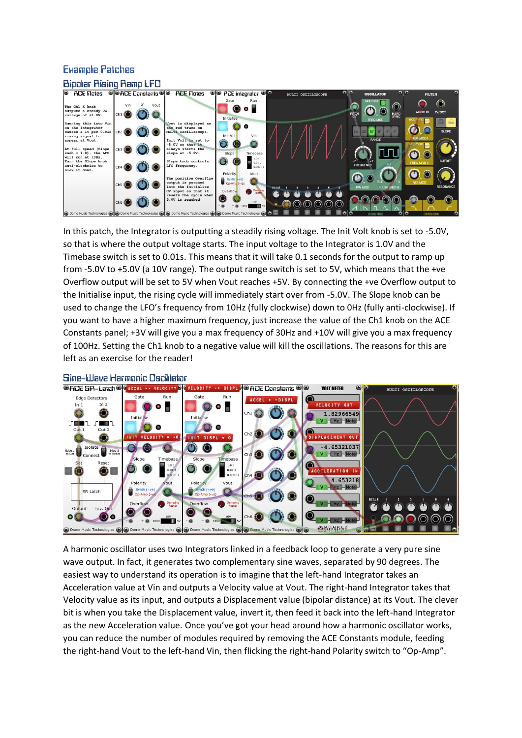## Example Patches

### Bipolar Rising Ramp LFO

In this patch, the Integrator is outputting a steadily rising voltage. The Init Volt knob is set to -5.0V, so that is where the output voltage starts. The input voltage to the Integrator is 1.0V and the Timebase switch is set to 0.01s. This means that it will take 0.1 seconds for the output to ramp up from -5.0V to +5.0V (a 10V range). The output range switch is set to 5V, which means that the +ve Overflow output will be set to 5V when Vout reaches +5V. By connecting the +ve Overflow output to the Initialise input, the rising cycle will immediately start over from -5.0V. The Slope knob can be used to change the LFO's frequency from 10Hz (fully clockwise) down to 0Hz (fully anti-clockwise). If you want to have a higher maximum frequency, just increase the value of the Ch1 knob on the ACE Constants panel; +3V will give you a max frequency of 30Hz and +10V will give you a max frequency of 100Hz. Setting the Ch1 knob to a negative value will kill the oscillations. The reasons for this are left as an exercise for the reader!

### Sine-Wave Harmonic Oscillator

A harmonic oscillator uses two Integrators linked in a feedback loop to generate a very pure sine wave output. In fact, it generates two complementary sine waves, separated by 90 degrees. The easiest way to understand its operation is to imagine that the left-hand Integrator takes an Acceleration value at Vin and outputs a Velocity value at Vout. The right-hand Integrator takes that Velocity value as its input, and outputs a Displacement value (bipolar distance) at its Vout. The clever bit is when you take the Displacement value, invert it, then feed it back into the left-hand Integrator as the new Acceleration value. Once you've got your head around how a harmonic oscillator works, you can reduce the number of modules required by removing the ACE Constants module, feeding the right-hand Vout to the left-hand Vin, then flicking the right-hand Polarity switch to "Op-Amp".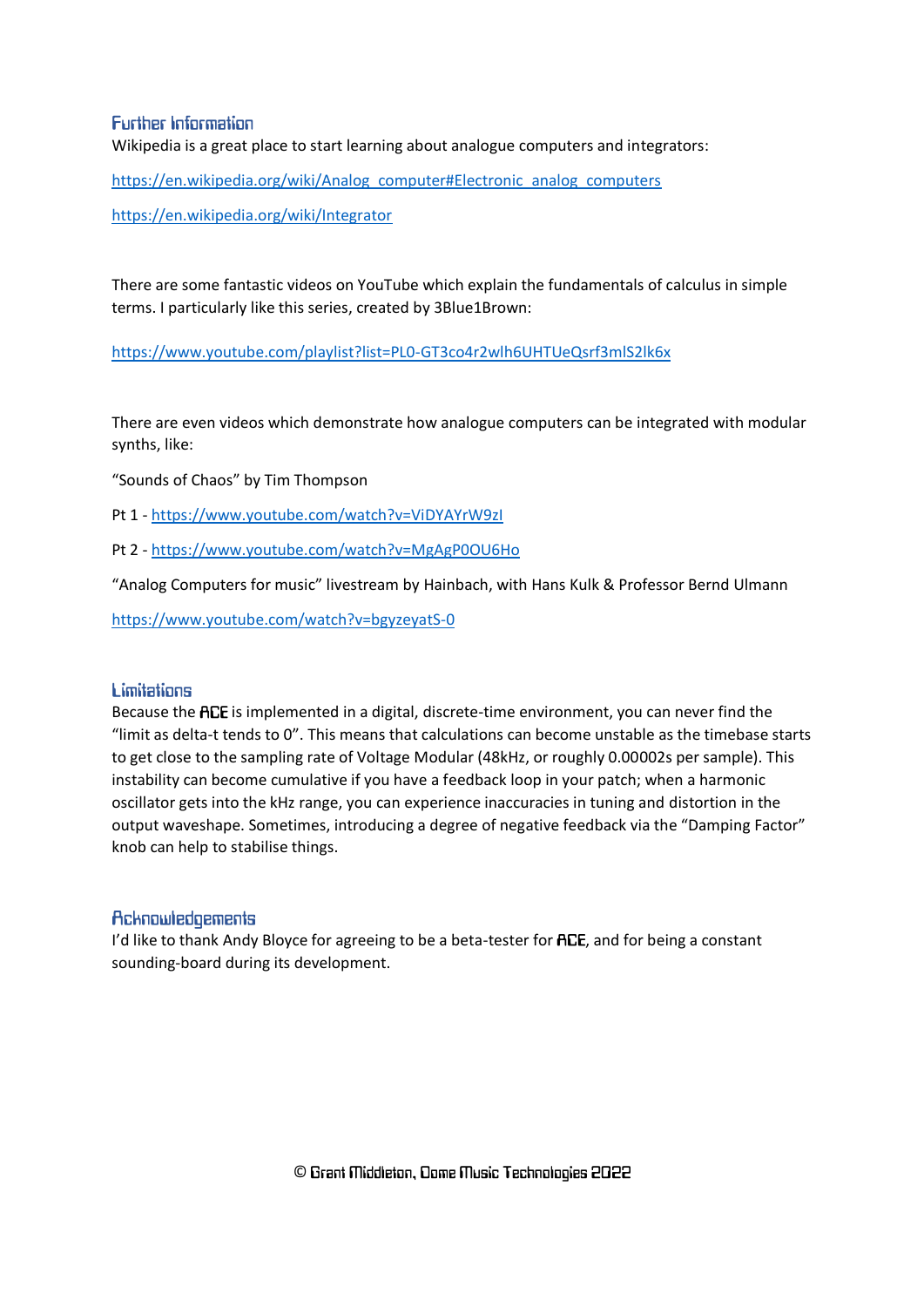## Further Information

Wikipedia is a great place to start learning about analogue computers and integrators:

https://en.wikipedia.org/wiki/Analog_computer#Electronic_analog_computers

https://en.wikipedia.org/wiki/Integrator

There are some fantastic videos on YouTube which explain the fundamentals of calculus in simple terms. I particularly like this series, created by 3Blue1Brown:

https://www.youtube.com/playlist?list=PL0-GT3co4r2wlh6UHTUeQsrf3mlS2lk6x

There are even videos which demonstrate how analogue computers can be integrated with modular synths, like:

"Sounds of Chaos" by Tim Thompson

Pt 1 - https://www.youtube.com/watch?v=ViDYAYrW9zI

Pt 2 - https://www.youtube.com/watch?v=MgAgP0OU6Ho

"Analog Computers for music" livestream by Hainbach, with Hans Kulk & Professor Bernd Ulmann

https://www.youtube.com/watch?v=bgyzeyatS-0

## Limitations

Because the **ACE** is implemented in a digital, discrete-time environment, you can never find the "limit as delta-t tends to 0". This means that calculations can become unstable as the timebase starts to get close to the sampling rate of Voltage Modular (48kHz, or roughly 0.00002s per sample). This instability can become cumulative if you have a feedback loop in your patch; when a harmonic oscillator gets into the kHz range, you can experience inaccuracies in tuning and distortion in the output waveshape. Sometimes, introducing a degree of negative feedback via the "Damping Factor" knob can help to stabilise things.

## Acknowledgements

I'd like to thank Andy Bloyce for agreeing to be a beta-tester for **ACE**, and for being a constant sounding-board during its development.

© Grant Middleton, Dome Music Technologies 2022